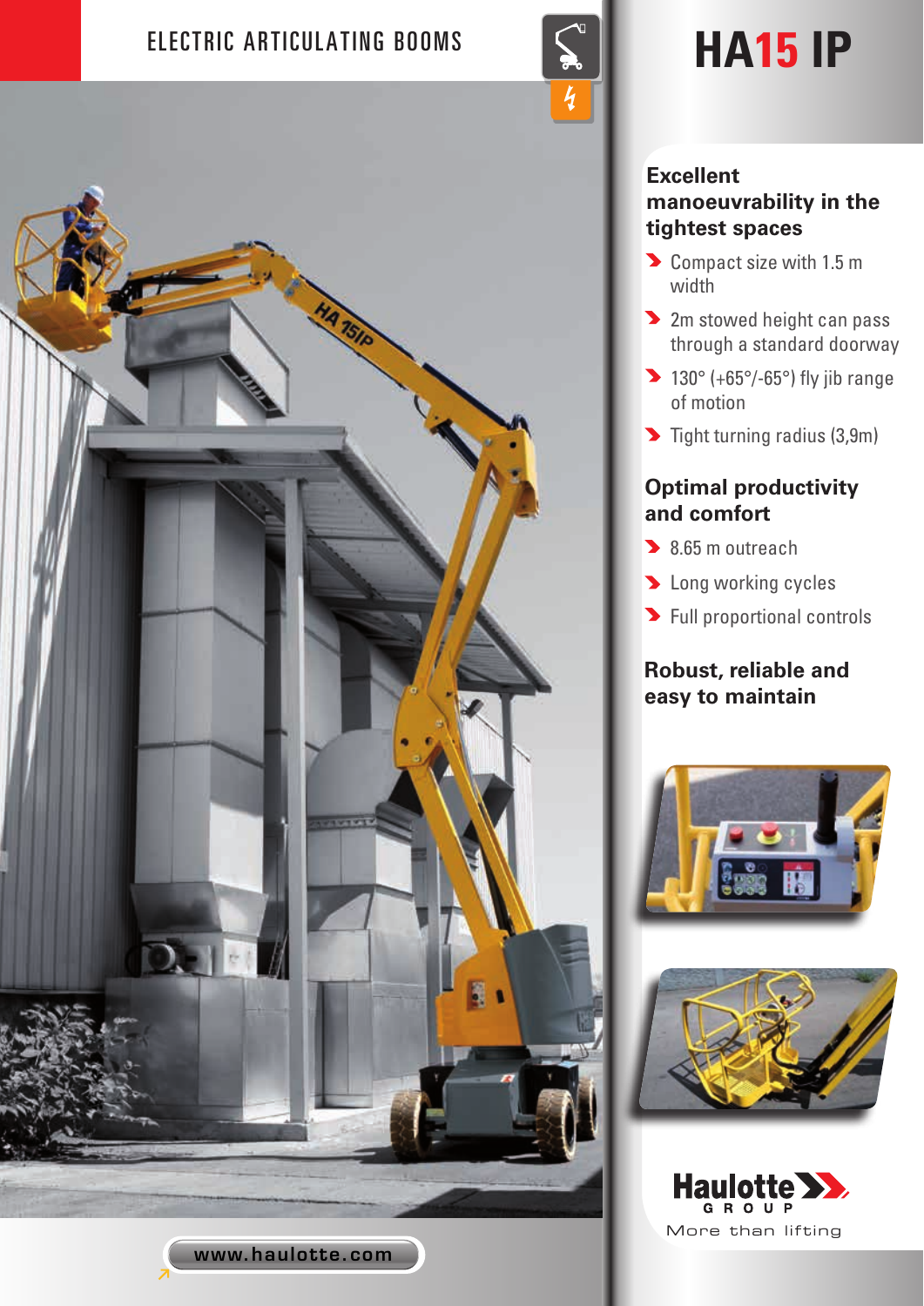ELECTRIC ARTICULATING BOOMS

# HA15 IP

## Excellent manoeuvrability in the tightest spaces

- Compact size with 1.5 m width
- 2m stowed height can pass through a standard doorway
- 130° (+65°/-65°) fly jib range of motion
- Tight turning radius (3,9m)

## Optimal productivity and comfort

- 8.65 m outreach
- Long working cycles
- Full proportional controls

## Robust, reliable and easy to maintain

Haulotte GROUP

More than lifting

www.haulotte.com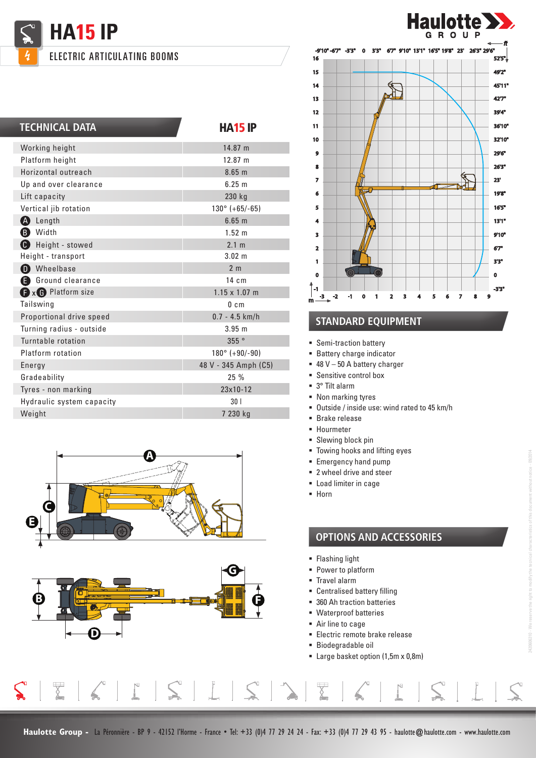# HA15 IP

ELECTRIC ARTICULATING BOOMS

## TECHNICAL DATA

| | HA15 IP |
|---|---|
| Working height | 14.87 m |
| Platform height | 12.87 m |
| Horizontal outreach | 8.65 m |
| Up and over clearance | 6.25 m |
| Lift capacity | 230 kg |
| Vertical jib rotation | 130° (+65/-65) |
| A Length | 6.65 m |
| B Width | 1.52 m |
| C Height - stowed | 2.1 m |
| Height - transport | 3.02 m |
| D Wheelbase | 2 m |
| E Ground clearance | 14 cm |
| F x G Platform size | 1.15 x 1.07 m |
| Tailswing | 0 cm |
| Proportional drive speed | 0.7 - 4.5 km/h |
| Turning radius - outside | 3.95 m |
| Turntable rotation | 355 ° |
| Platform rotation | 180° (+90/-90) |
| Energy | 48 V - 345 Amph (C5) |
| Gradeability | 25 % |
| Tyres - non marking | 23x10-12 |
| Hydraulic system capacity | 30 l |
| Weight | 7 230 kg |

## STANDARD EQUIPMENT

- Semi-traction battery
- Battery charge indicator
- 48 V – 50 A battery charger
- Sensitive control box
- 3° Tilt alarm
- Non marking tyres
- Outside / inside use: wind rated to 45 km/h
- Brake release
- Hourmeter
- Slewing block pin
- Towing hooks and lifting eyes
- Emergency hand pump
- 2 wheel drive and steer
- Load limiter in cage
- Horn

## OPTIONS AND ACCESSORIES

- Flashing light
- Power to platform
- Travel alarm
- Centralised battery filling
- 360 Ah traction batteries
- Waterproof batteries
- Air line to cage
- Electric remote brake release
- Biodegradable oil
- Large basket option (1,5m x 0,8m)

**Haulotte Group -** La Péronnière - BP 9 - 42152 l'Horme - France • Tel: +33 (0)4 77 29 24 24 - Fax: +33 (0)4 77 29 43 95 - haulotte@haulotte.com - www.haulotte.com